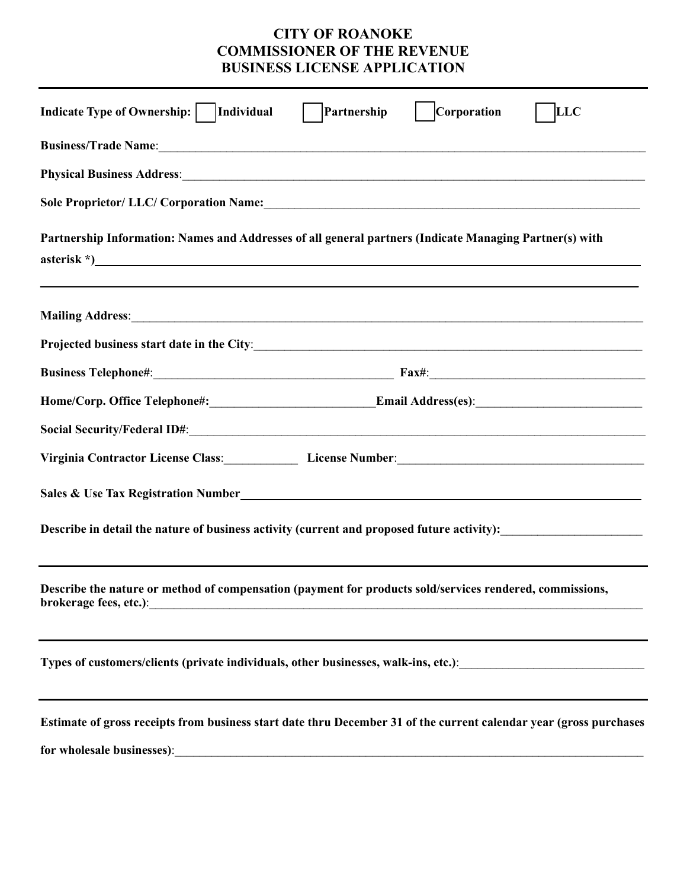# CITY OF ROANOKE
# COMMISSIONER OF THE REVENUE
# BUSINESS LICENSE APPLICATION

---

**Indicate Type of Ownership:** ☐ **Individual** ☐ **Partnership** ☐ **Corporation** ☐ **LLC**

**Business/Trade Name**:_______________________________________________

**Physical Business Address**:_______________________________________________

**Sole Proprietor/ LLC/ Corporation Name:**_______________________________________________

**Partnership Information: Names and Addresses of all general partners (Indicate Managing Partner(s) with asterisk *)**_______________________________________________

_______________________________________________

**Mailing Address**:_______________________________________________

**Projected business start date in the City**:_______________________________________________

**Business Telephone#**:_______________________ **Fax#**:_______________________

**Home/Corp. Office Telephone#:**_______________________ **Email Address(es)**:_______________________

**Social Security/Federal ID#**:_______________________________________________

**Virginia Contractor License Class**:____________ **License Number**:_______________________

**Sales & Use Tax Registration Number**_______________________________________________

**Describe in detail the nature of business activity (current and proposed future activity):**_______________________

---

**Describe the nature or method of compensation (payment for products sold/services rendered, commissions, brokerage fees, etc.)**:_______________________________________________

---

**Types of customers/clients (private individuals, other businesses, walk-ins, etc.)**:_______________________

---

**Estimate of gross receipts from business start date thru December 31 of the current calendar year (gross purchases for wholesale businesses)**:_______________________________________________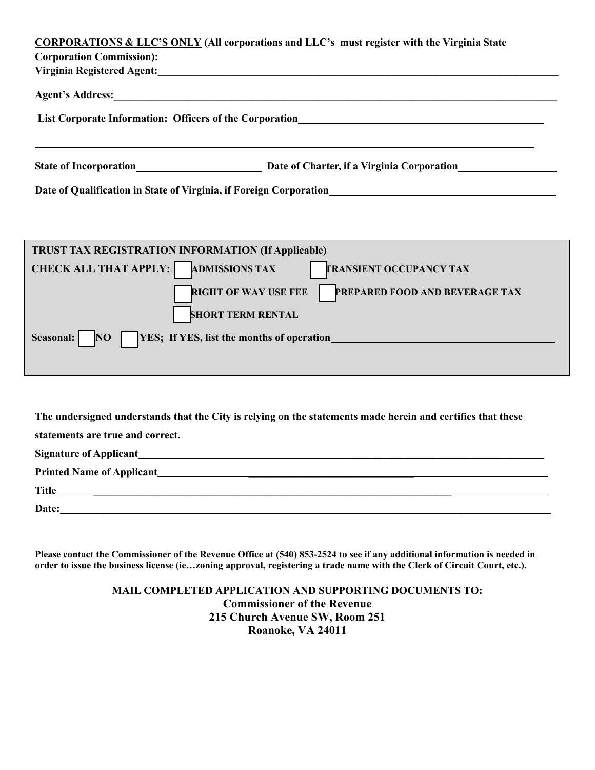**CORPORATIONS & LLC'S ONLY** (All corporations and LLC's must register with the Virginia State Corporation Commission):

**Virginia Registered Agent:** ______________________________

**Agent's Address:** ______________________________

**List Corporate Information: Officers of the Corporation** ______________________________

______________________________

**State of Incorporation** ______________ **Date of Charter, if a Virginia Corporation** ______________

**Date of Qualification in State of Virginia, if Foreign Corporation** ______________________________

**TRUST TAX REGISTRATION INFORMATION (If Applicable)**

**CHECK ALL THAT APPLY:**

- ☐ **ADMISSIONS TAX**
- ☐ **TRANSIENT OCCUPANCY TAX**
- ☐ **RIGHT OF WAY USE FEE**
- ☐ **PREPARED FOOD AND BEVERAGE TAX**
- ☐ **SHORT TERM RENTAL**

**Seasonal:** ☐ **NO** ☐ **YES; If YES, list the months of operation** ______________________________

**The undersigned understands that the City is relying on the statements made herein and certifies that these statements are true and correct.**

**Signature of Applicant** ______________________________

**Printed Name of Applicant** ______________________________

**Title** ______________________________

**Date:** ______________________________

**Please contact the Commissioner of the Revenue Office at (540) 853-2524 to see if any additional information is needed in order to issue the business license (ie…zoning approval, registering a trade name with the Clerk of Circuit Court, etc.).**

**MAIL COMPLETED APPLICATION AND SUPPORTING DOCUMENTS TO:**
**Commissioner of the Revenue**
**215 Church Avenue SW, Room 251**
**Roanoke, VA 24011**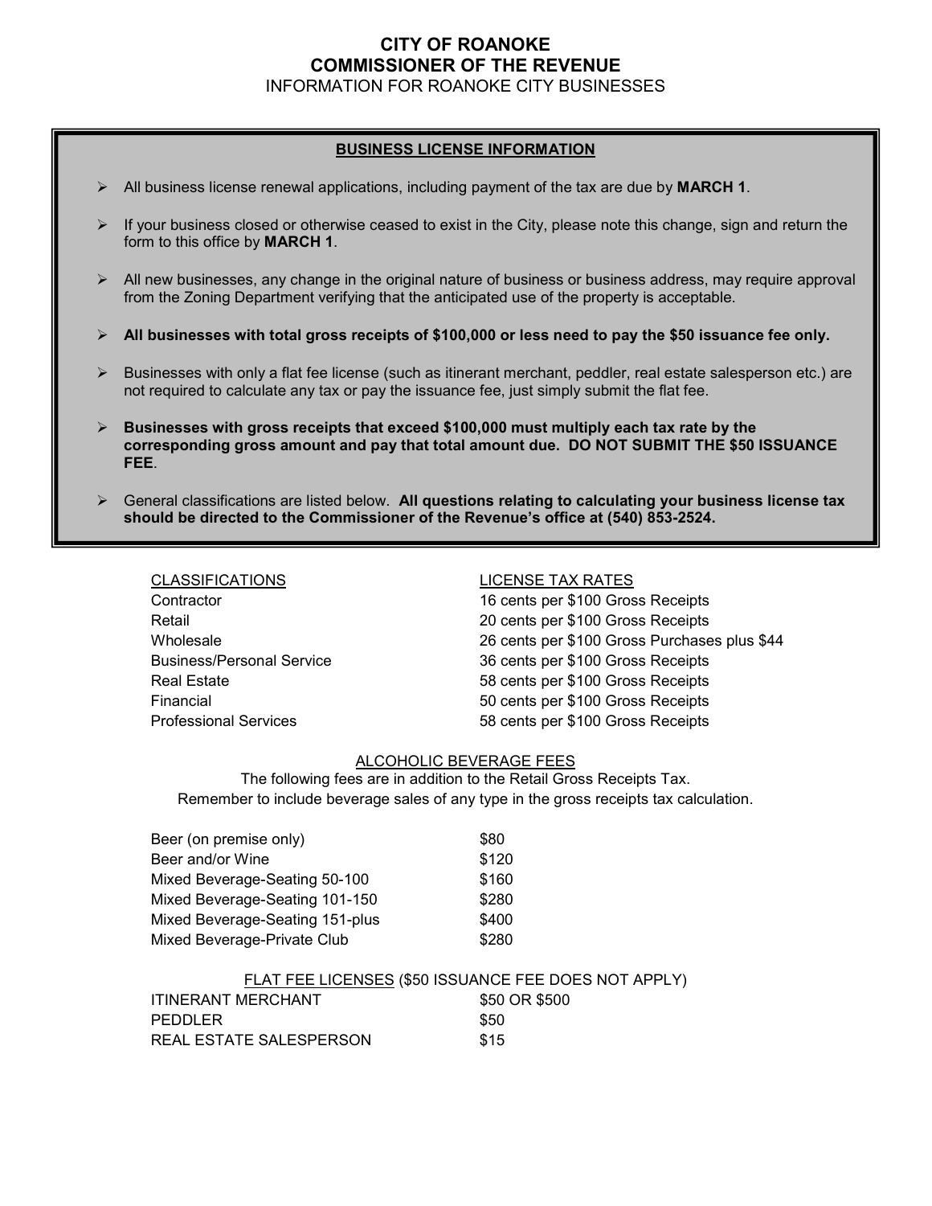# CITY OF ROANOKE
# COMMISSIONER OF THE REVENUE
## INFORMATION FOR ROANOKE CITY BUSINESSES

### BUSINESS LICENSE INFORMATION

- All business license renewal applications, including payment of the tax are due by **MARCH 1**.
- If your business closed or otherwise ceased to exist in the City, please note this change, sign and return the form to this office by **MARCH 1**.
- All new businesses, any change in the original nature of business or business address, may require approval from the Zoning Department verifying that the anticipated use of the property is acceptable.
- **All businesses with total gross receipts of $100,000 or less need to pay the $50 issuance fee only.**
- Businesses with only a flat fee license (such as itinerant merchant, peddler, real estate salesperson etc.) are not required to calculate any tax or pay the issuance fee, just simply submit the flat fee.
- **Businesses with gross receipts that exceed $100,000 must multiply each tax rate by the corresponding gross amount and pay that total amount due. DO NOT SUBMIT THE $50 ISSUANCE FEE**.
- General classifications are listed below. **All questions relating to calculating your business license tax should be directed to the Commissioner of the Revenue's office at (540) 853-2524.**

| CLASSIFICATIONS | LICENSE TAX RATES |
| --- | --- |
| Contractor | 16 cents per $100 Gross Receipts |
| Retail | 20 cents per $100 Gross Receipts |
| Wholesale | 26 cents per $100 Gross Purchases plus $44 |
| Business/Personal Service | 36 cents per $100 Gross Receipts |
| Real Estate | 58 cents per $100 Gross Receipts |
| Financial | 50 cents per $100 Gross Receipts |
| Professional Services | 58 cents per $100 Gross Receipts |

### ALCOHOLIC BEVERAGE FEES

The following fees are in addition to the Retail Gross Receipts Tax.
Remember to include beverage sales of any type in the gross receipts tax calculation.

| | |
| --- | --- |
| Beer (on premise only) | $80 |
| Beer and/or Wine | $120 |
| Mixed Beverage-Seating 50-100 | $160 |
| Mixed Beverage-Seating 101-150 | $280 |
| Mixed Beverage-Seating 151-plus | $400 |
| Mixed Beverage-Private Club | $280 |

### FLAT FEE LICENSES ($50 ISSUANCE FEE DOES NOT APPLY)

| | |
| --- | --- |
| ITINERANT MERCHANT | $50 OR $500 |
| PEDDLER | $50 |
| REAL ESTATE SALESPERSON | $15 |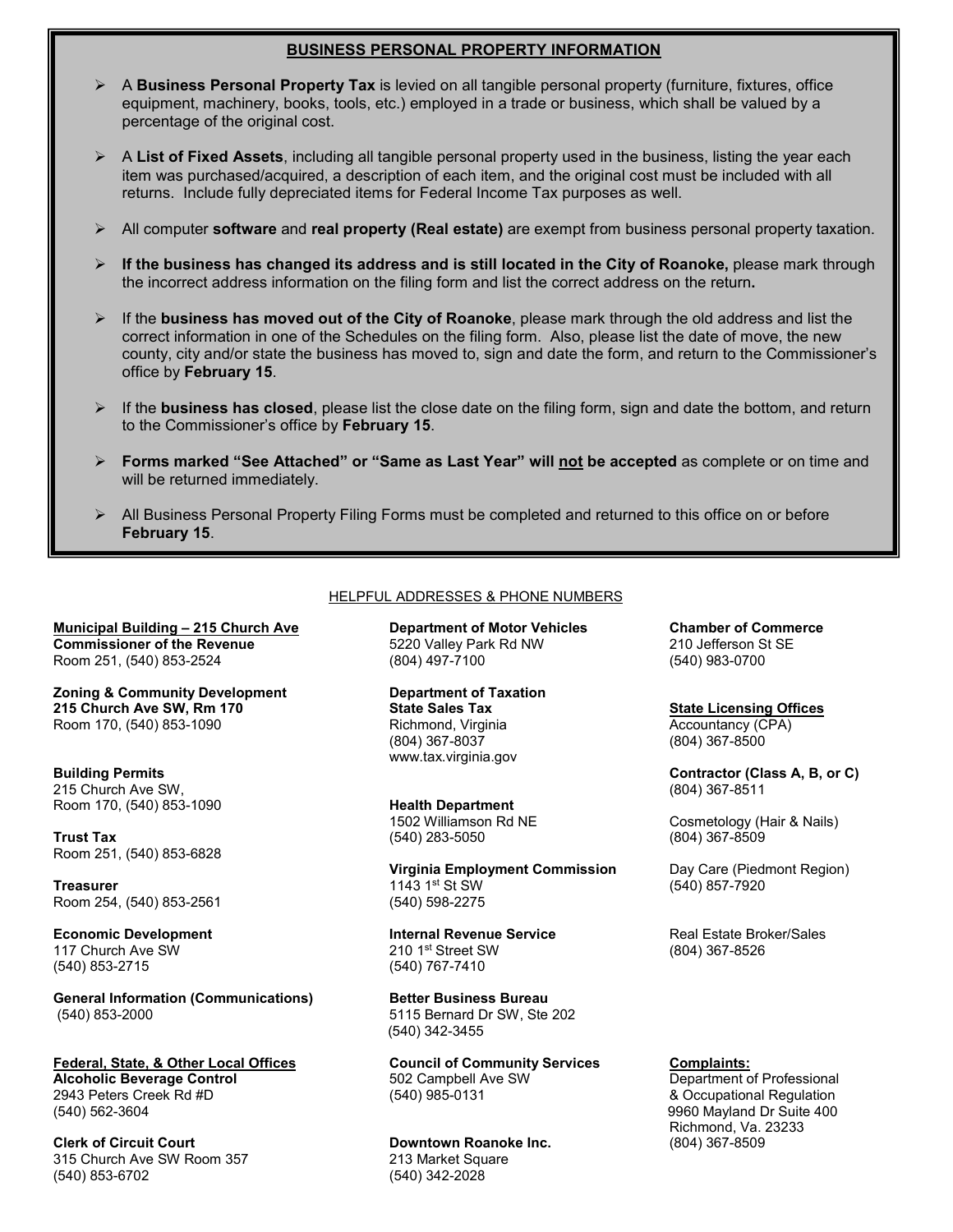## BUSINESS PERSONAL PROPERTY INFORMATION

- A **Business Personal Property Tax** is levied on all tangible personal property (furniture, fixtures, office equipment, machinery, books, tools, etc.) employed in a trade or business, which shall be valued by a percentage of the original cost.
- A **List of Fixed Assets**, including all tangible personal property used in the business, listing the year each item was purchased/acquired, a description of each item, and the original cost must be included with all returns. Include fully depreciated items for Federal Income Tax purposes as well.
- All computer **software** and **real property (Real estate)** are exempt from business personal property taxation.
- **If the business has changed its address and is still located in the City of Roanoke,** please mark through the incorrect address information on the filing form and list the correct address on the return**.**
- If the **business has moved out of the City of Roanoke**, please mark through the old address and list the correct information in one of the Schedules on the filing form. Also, please list the date of move, the new county, city and/or state the business has moved to, sign and date the form, and return to the Commissioner's office by **February 15**.
- If the **business has closed**, please list the close date on the filing form, sign and date the bottom, and return to the Commissioner's office by **February 15**.
- **Forms marked "See Attached" or "Same as Last Year" will not be accepted** as complete or on time and will be returned immediately.
- All Business Personal Property Filing Forms must be completed and returned to this office on or before **February 15**.

HELPFUL ADDRESSES & PHONE NUMBERS

**Municipal Building – 215 Church Ave**
**Commissioner of the Revenue**
Room 251, (540) 853-2524

**Zoning & Community Development**
**215 Church Ave SW, Rm 170**
Room 170, (540) 853-1090

**Building Permits**
215 Church Ave SW,
Room 170, (540) 853-1090

**Trust Tax**
Room 251, (540) 853-6828

**Treasurer**
Room 254, (540) 853-2561

**Economic Development**
117 Church Ave SW
(540) 853-2715

**General Information (Communications)**
(540) 853-2000

**Federal, State, & Other Local Offices**
**Alcoholic Beverage Control**
2943 Peters Creek Rd #D
(540) 562-3604

**Clerk of Circuit Court**
315 Church Ave SW Room 357
(540) 853-6702

**Department of Motor Vehicles**
5220 Valley Park Rd NW
(804) 497-7100

**Department of Taxation**
**State Sales Tax**
Richmond, Virginia
(804) 367-8037
www.tax.virginia.gov

**Health Department**
1502 Williamson Rd NE
(540) 283-5050

**Virginia Employment Commission**
1143 1st St SW
(540) 598-2275

**Internal Revenue Service**
210 1st Street SW
(540) 767-7410

**Better Business Bureau**
5115 Bernard Dr SW, Ste 202
(540) 342-3455

**Council of Community Services**
502 Campbell Ave SW
(540) 985-0131

**Downtown Roanoke Inc.**
213 Market Square
(540) 342-2028

**Chamber of Commerce**
210 Jefferson St SE
(540) 983-0700

**State Licensing Offices**
Accountancy (CPA)
(804) 367-8500

**Contractor (Class A, B, or C)**
(804) 367-8511

Cosmetology (Hair & Nails)
(804) 367-8509

Day Care (Piedmont Region)
(540) 857-7920

Real Estate Broker/Sales
(804) 367-8526

**Complaints:**
Department of Professional
& Occupational Regulation
9960 Mayland Dr Suite 400
Richmond, Va. 23233
(804) 367-8509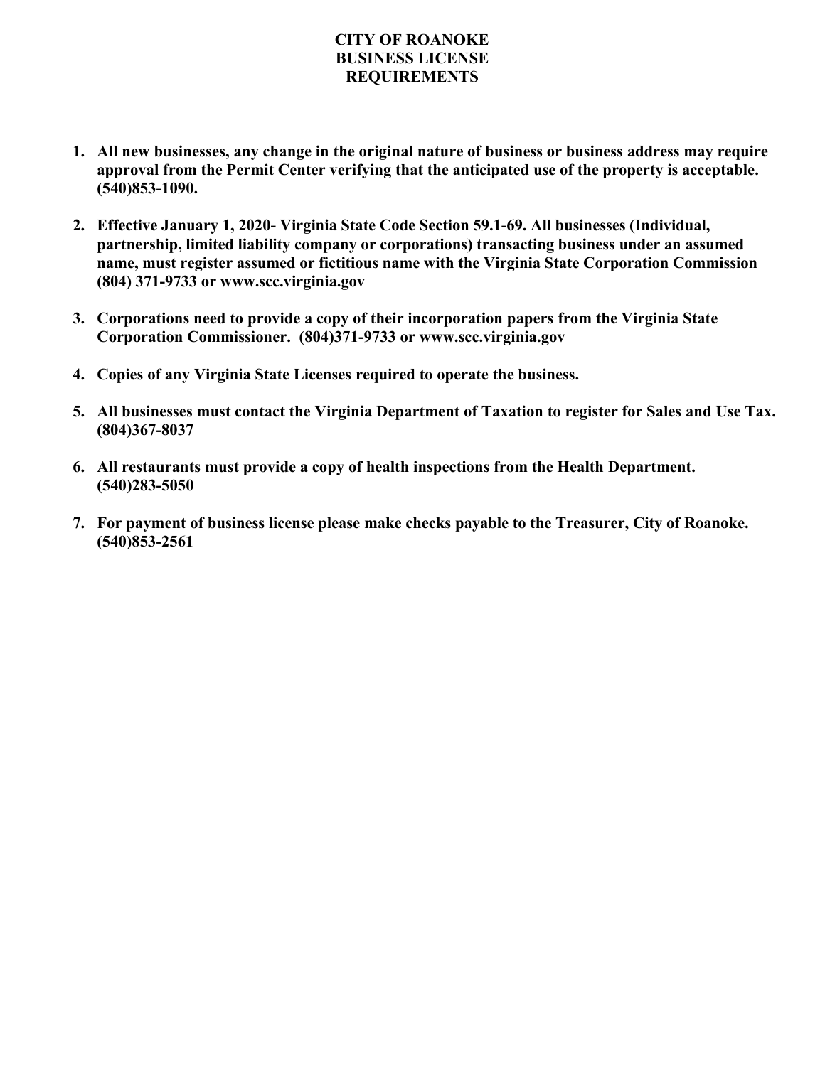# CITY OF ROANOKE BUSINESS LICENSE REQUIREMENTS

1. **All new businesses, any change in the original nature of business or business address may require approval from the Permit Center verifying that the anticipated use of the property is acceptable. (540)853-1090.**

2. **Effective January 1, 2020- Virginia State Code Section 59.1-69. All businesses (Individual, partnership, limited liability company or corporations) transacting business under an assumed name, must register assumed or fictitious name with the Virginia State Corporation Commission (804) 371-9733 or www.scc.virginia.gov**

3. **Corporations need to provide a copy of their incorporation papers from the Virginia State Corporation Commissioner. (804)371-9733 or www.scc.virginia.gov**

4. **Copies of any Virginia State Licenses required to operate the business.**

5. **All businesses must contact the Virginia Department of Taxation to register for Sales and Use Tax. (804)367-8037**

6. **All restaurants must provide a copy of health inspections from the Health Department. (540)283-5050**

7. **For payment of business license please make checks payable to the Treasurer, City of Roanoke. (540)853-2561**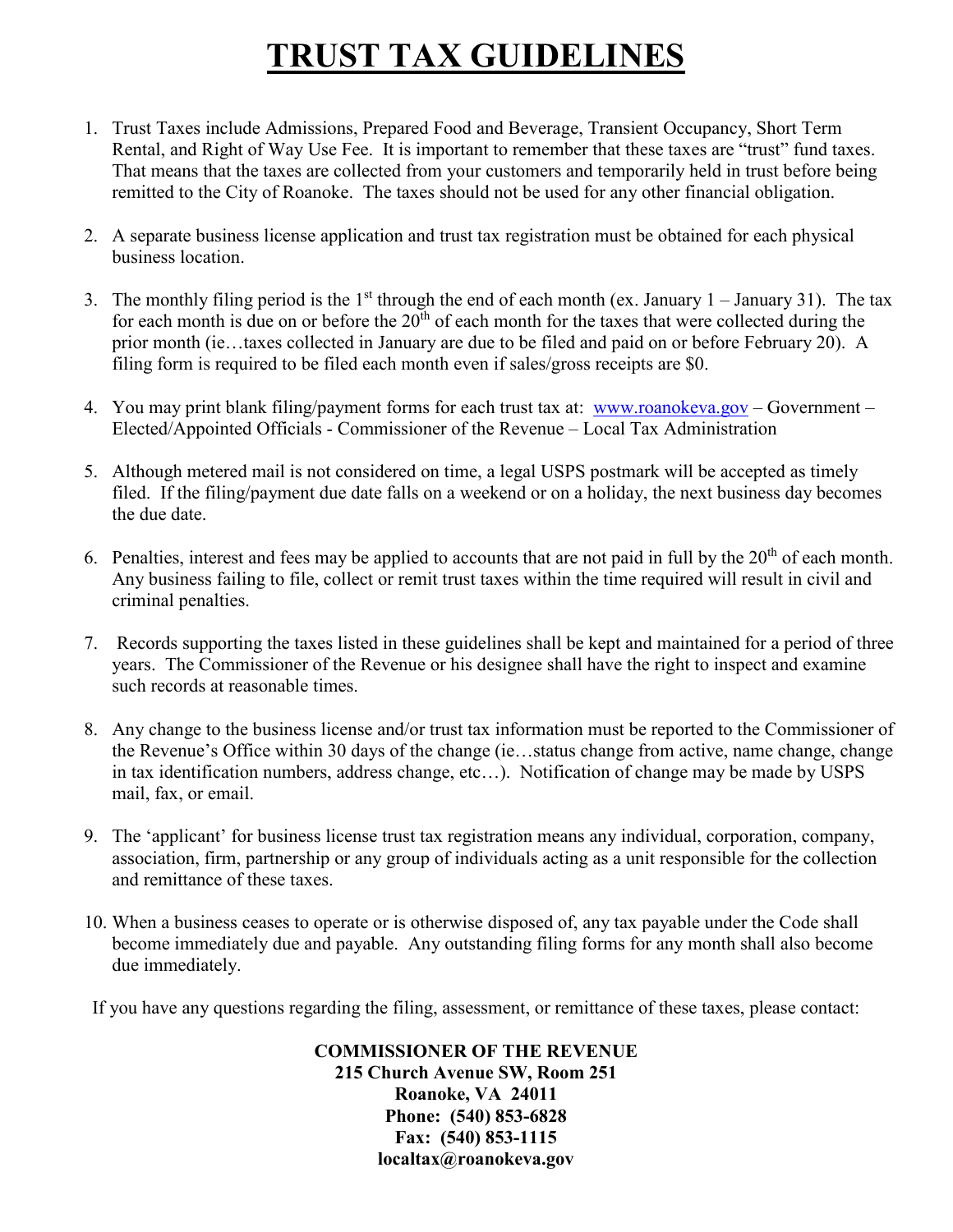# TRUST TAX GUIDELINES

1. Trust Taxes include Admissions, Prepared Food and Beverage, Transient Occupancy, Short Term Rental, and Right of Way Use Fee. It is important to remember that these taxes are "trust" fund taxes. That means that the taxes are collected from your customers and temporarily held in trust before being remitted to the City of Roanoke. The taxes should not be used for any other financial obligation.

2. A separate business license application and trust tax registration must be obtained for each physical business location.

3. The monthly filing period is the 1st through the end of each month (ex. January 1 – January 31). The tax for each month is due on or before the 20th of each month for the taxes that were collected during the prior month (ie…taxes collected in January are due to be filed and paid on or before February 20). A filing form is required to be filed each month even if sales/gross receipts are $0.

4. You may print blank filing/payment forms for each trust tax at: [www.roanokeva.gov](http://www.roanokeva.gov) – Government – Elected/Appointed Officials - Commissioner of the Revenue – Local Tax Administration

5. Although metered mail is not considered on time, a legal USPS postmark will be accepted as timely filed. If the filing/payment due date falls on a weekend or on a holiday, the next business day becomes the due date.

6. Penalties, interest and fees may be applied to accounts that are not paid in full by the 20th of each month. Any business failing to file, collect or remit trust taxes within the time required will result in civil and criminal penalties.

7. Records supporting the taxes listed in these guidelines shall be kept and maintained for a period of three years. The Commissioner of the Revenue or his designee shall have the right to inspect and examine such records at reasonable times.

8. Any change to the business license and/or trust tax information must be reported to the Commissioner of the Revenue's Office within 30 days of the change (ie…status change from active, name change, change in tax identification numbers, address change, etc…). Notification of change may be made by USPS mail, fax, or email.

9. The 'applicant' for business license trust tax registration means any individual, corporation, company, association, firm, partnership or any group of individuals acting as a unit responsible for the collection and remittance of these taxes.

10. When a business ceases to operate or is otherwise disposed of, any tax payable under the Code shall become immediately due and payable. Any outstanding filing forms for any month shall also become due immediately.

If you have any questions regarding the filing, assessment, or remittance of these taxes, please contact:

**COMMISSIONER OF THE REVENUE**
**215 Church Avenue SW, Room 251**
**Roanoke, VA 24011**
**Phone: (540) 853-6828**
**Fax: (540) 853-1115**
**localtax@roanokeva.gov**